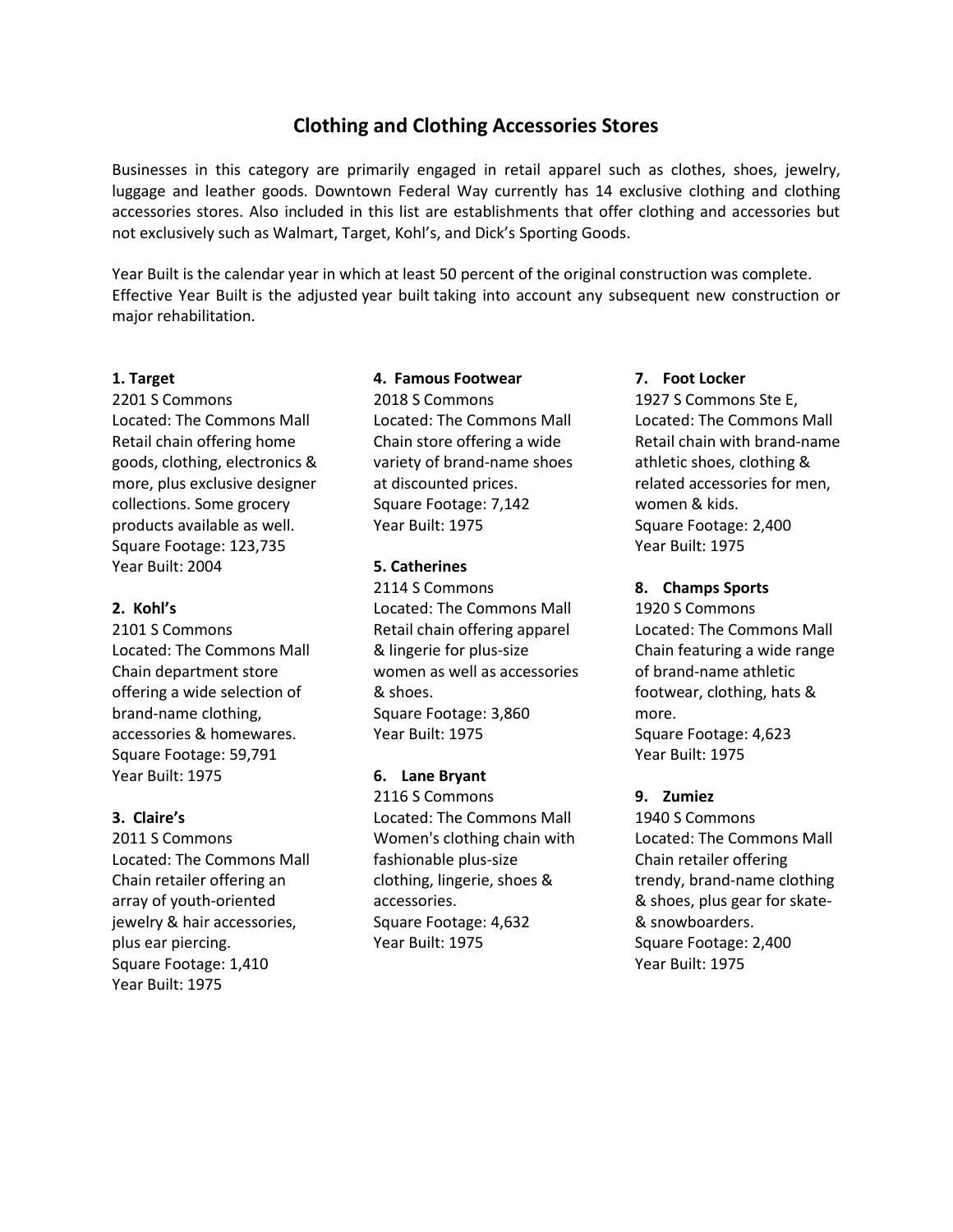# Clothing and Clothing Accessories Stores

Businesses in this category are primarily engaged in retail apparel such as clothes, shoes, jewelry, luggage and leather goods. Downtown Federal Way currently has 14 exclusive clothing and clothing accessories stores. Also included in this list are establishments that offer clothing and accessories but not exclusively such as Walmart, Target, Kohl's, and Dick's Sporting Goods.

Year Built is the calendar year in which at least 50 percent of the original construction was complete. Effective Year Built is the adjusted year built taking into account any subsequent new construction or major rehabilitation.

**1. Target**
2201 S Commons
Located: The Commons Mall
Retail chain offering home goods, clothing, electronics & more, plus exclusive designer collections. Some grocery products available as well.
Square Footage: 123,735
Year Built: 2004

**2. Kohl's**
2101 S Commons
Located: The Commons Mall
Chain department store offering a wide selection of brand-name clothing, accessories & homewares.
Square Footage: 59,791
Year Built: 1975

**3. Claire's**
2011 S Commons
Located: The Commons Mall
Chain retailer offering an array of youth-oriented jewelry & hair accessories, plus ear piercing.
Square Footage: 1,410
Year Built: 1975

**4. Famous Footwear**
2018 S Commons
Located: The Commons Mall
Chain store offering a wide variety of brand-name shoes at discounted prices.
Square Footage: 7,142
Year Built: 1975

**5. Catherines**
2114 S Commons
Located: The Commons Mall
Retail chain offering apparel & lingerie for plus-size women as well as accessories & shoes.
Square Footage: 3,860
Year Built: 1975

**6. Lane Bryant**
2116 S Commons
Located: The Commons Mall
Women's clothing chain with fashionable plus-size clothing, lingerie, shoes & accessories.
Square Footage: 4,632
Year Built: 1975

**7. Foot Locker**
1927 S Commons Ste E,
Located: The Commons Mall
Retail chain with brand-name athletic shoes, clothing & related accessories for men, women & kids.
Square Footage: 2,400
Year Built: 1975

**8. Champs Sports**
1920 S Commons
Located: The Commons Mall
Chain featuring a wide range of brand-name athletic footwear, clothing, hats & more.
Square Footage: 4,623
Year Built: 1975

**9. Zumiez**
1940 S Commons
Located: The Commons Mall
Chain retailer offering trendy, brand-name clothing & shoes, plus gear for skate- & snowboarders.
Square Footage: 2,400
Year Built: 1975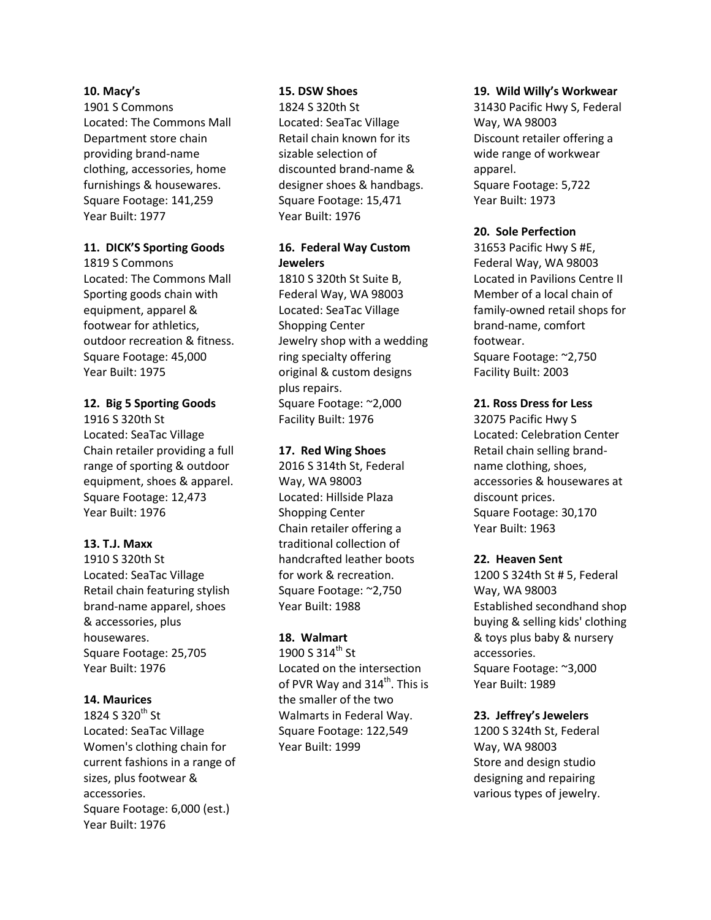**10. Macy's**
1901 S Commons
Located: The Commons Mall
Department store chain providing brand-name clothing, accessories, home furnishings & housewares.
Square Footage: 141,259
Year Built: 1977

**11. DICK'S Sporting Goods**
1819 S Commons
Located: The Commons Mall
Sporting goods chain with equipment, apparel & footwear for athletics, outdoor recreation & fitness.
Square Footage: 45,000
Year Built: 1975

**12. Big 5 Sporting Goods**
1916 S 320th St
Located: SeaTac Village
Chain retailer providing a full range of sporting & outdoor equipment, shoes & apparel.
Square Footage: 12,473
Year Built: 1976

**13. T.J. Maxx**
1910 S 320th St
Located: SeaTac Village
Retail chain featuring stylish brand-name apparel, shoes & accessories, plus housewares.
Square Footage: 25,705
Year Built: 1976

**14. Maurices**
1824 S 320th St
Located: SeaTac Village
Women's clothing chain for current fashions in a range of sizes, plus footwear & accessories.
Square Footage: 6,000 (est.)
Year Built: 1976

**15. DSW Shoes**
1824 S 320th St
Located: SeaTac Village
Retail chain known for its sizable selection of discounted brand-name & designer shoes & handbags.
Square Footage: 15,471
Year Built: 1976

**16. Federal Way Custom Jewelers**
1810 S 320th St Suite B, Federal Way, WA 98003
Located: SeaTac Village Shopping Center
Jewelry shop with a wedding ring specialty offering original & custom designs plus repairs.
Square Footage: ~2,000
Facility Built: 1976

**17. Red Wing Shoes**
2016 S 314th St, Federal Way, WA 98003
Located: Hillside Plaza Shopping Center
Chain retailer offering a traditional collection of handcrafted leather boots for work & recreation.
Square Footage: ~2,750
Year Built: 1988

**18. Walmart**
1900 S 314th St
Located on the intersection of PVR Way and 314th. This is the smaller of the two Walmarts in Federal Way.
Square Footage: 122,549
Year Built: 1999

**19. Wild Willy's Workwear**
31430 Pacific Hwy S, Federal Way, WA 98003
Discount retailer offering a wide range of workwear apparel.
Square Footage: 5,722
Year Built: 1973

**20. Sole Perfection**
31653 Pacific Hwy S #E, Federal Way, WA 98003
Located in Pavilions Centre II
Member of a local chain of family-owned retail shops for brand-name, comfort footwear.
Square Footage: ~2,750
Facility Built: 2003

**21. Ross Dress for Less**
32075 Pacific Hwy S
Located: Celebration Center
Retail chain selling brand-name clothing, shoes, accessories & housewares at discount prices.
Square Footage: 30,170
Year Built: 1963

**22. Heaven Sent**
1200 S 324th St # 5, Federal Way, WA 98003
Established secondhand shop buying & selling kids' clothing & toys plus baby & nursery accessories.
Square Footage: ~3,000
Year Built: 1989

**23. Jeffrey's Jewelers**
1200 S 324th St, Federal Way, WA 98003
Store and design studio designing and repairing various types of jewelry.